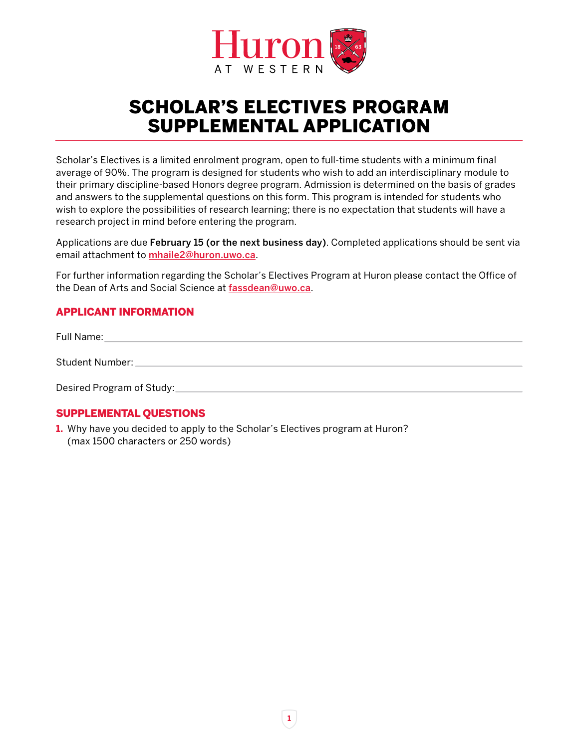Huron

AT WESTERN

# SCHOLAR'S ELECTIVES PROGRAM SUPPLEMENTAL APPLICATION

Scholar's Electives is a limited enrolment program, open to full-time students with a minimum final average of 90%. The program is designed for students who wish to add an interdisciplinary module to their primary discipline-based Honors degree program. Admission is determined on the basis of grades and answers to the supplemental questions on this form. This program is intended for students who wish to explore the possibilities of research learning; there is no expectation that students will have a research project in mind before entering the program.

Applications are due **February 15 (or the next business day)**. Completed applications should be sent via email attachment to mhaile2@huron.uwo.ca.

For further information regarding the Scholar's Electives Program at Huron please contact the Office of the Dean of Arts and Social Science at fassdean@uwo.ca.

## APPLICANT INFORMATION

Full Name: \_\_\_\_\_\_\_\_\_\_\_\_\_\_\_\_\_\_\_\_\_\_\_\_\_\_\_\_\_\_\_\_\_\_\_\_\_\_\_\_

Student Number: \_\_\_\_\_\_\_\_\_\_\_\_\_\_\_\_\_\_\_\_\_\_\_\_\_\_\_\_\_\_\_\_\_\_\_\_\_\_\_\_

Desired Program of Study: \_\_\_\_\_\_\_\_\_\_\_\_\_\_\_\_\_\_\_\_\_\_\_\_\_\_\_\_\_\_\_\_\_\_\_\_\_\_\_\_

## SUPPLEMENTAL QUESTIONS

1. Why have you decided to apply to the Scholar's Electives program at Huron? (max 1500 characters or 250 words)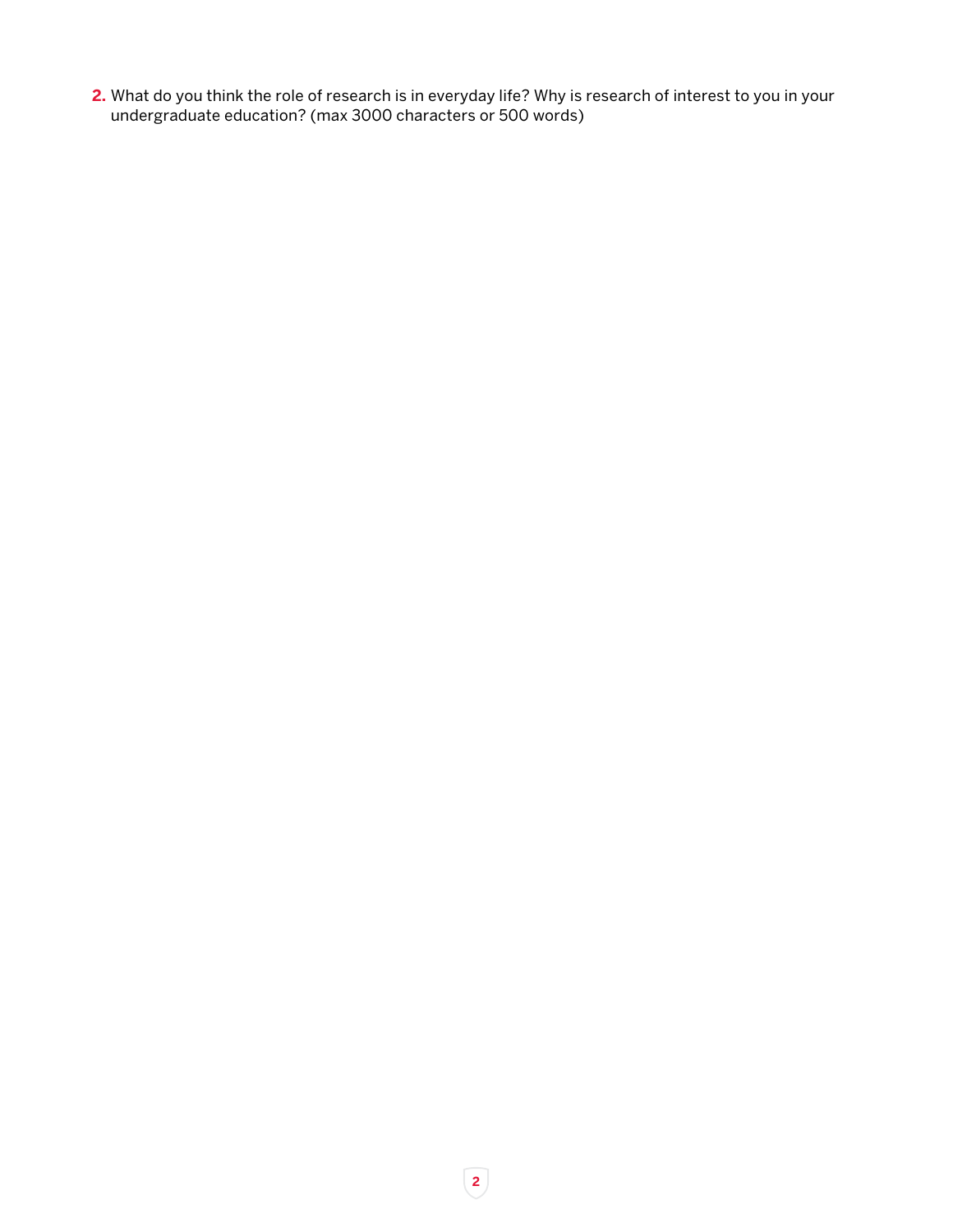2. What do you think the role of research is in everyday life? Why is research of interest to you in your undergraduate education? (max 3000 characters or 500 words)